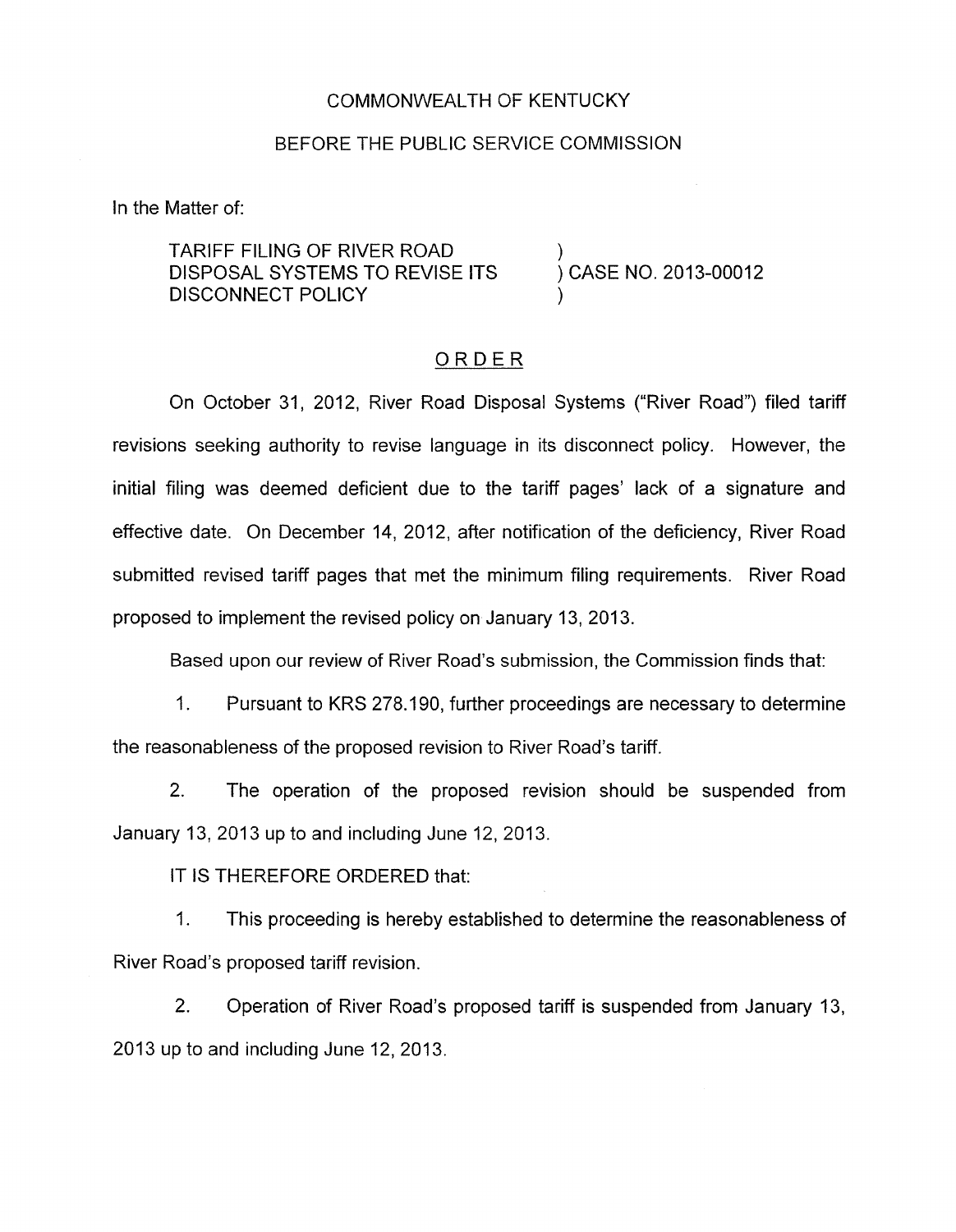COMMONWEALTH OF KENTUCKY

BEFORE THE PUBLIC SERVICE COMMISSION

In the Matter of:

| | |
|---|---|
| TARIFF FILING OF RIVER ROAD DISPOSAL SYSTEMS TO REVISE ITS DISCONNECT POLICY | ) CASE NO. 2013-00012 |

ORDER

On October 31, 2012, River Road Disposal Systems ("River Road") filed tariff revisions seeking authority to revise language in its disconnect policy. However, the initial filing was deemed deficient due to the tariff pages' lack of a signature and effective date. On December 14, 2012, after notification of the deficiency, River Road submitted revised tariff pages that met the minimum filing requirements. River Road proposed to implement the revised policy on January 13, 2013.

Based upon our review of River Road's submission, the Commission finds that:

1. Pursuant to KRS 278.190, further proceedings are necessary to determine the reasonableness of the proposed revision to River Road's tariff.

2. The operation of the proposed revision should be suspended from January 13, 2013 up to and including June 12, 2013.

IT IS THEREFORE ORDERED that:

1. This proceeding is hereby established to determine the reasonableness of River Road's proposed tariff revision.

2. Operation of River Road's proposed tariff is suspended from January 13, 2013 up to and including June 12, 2013.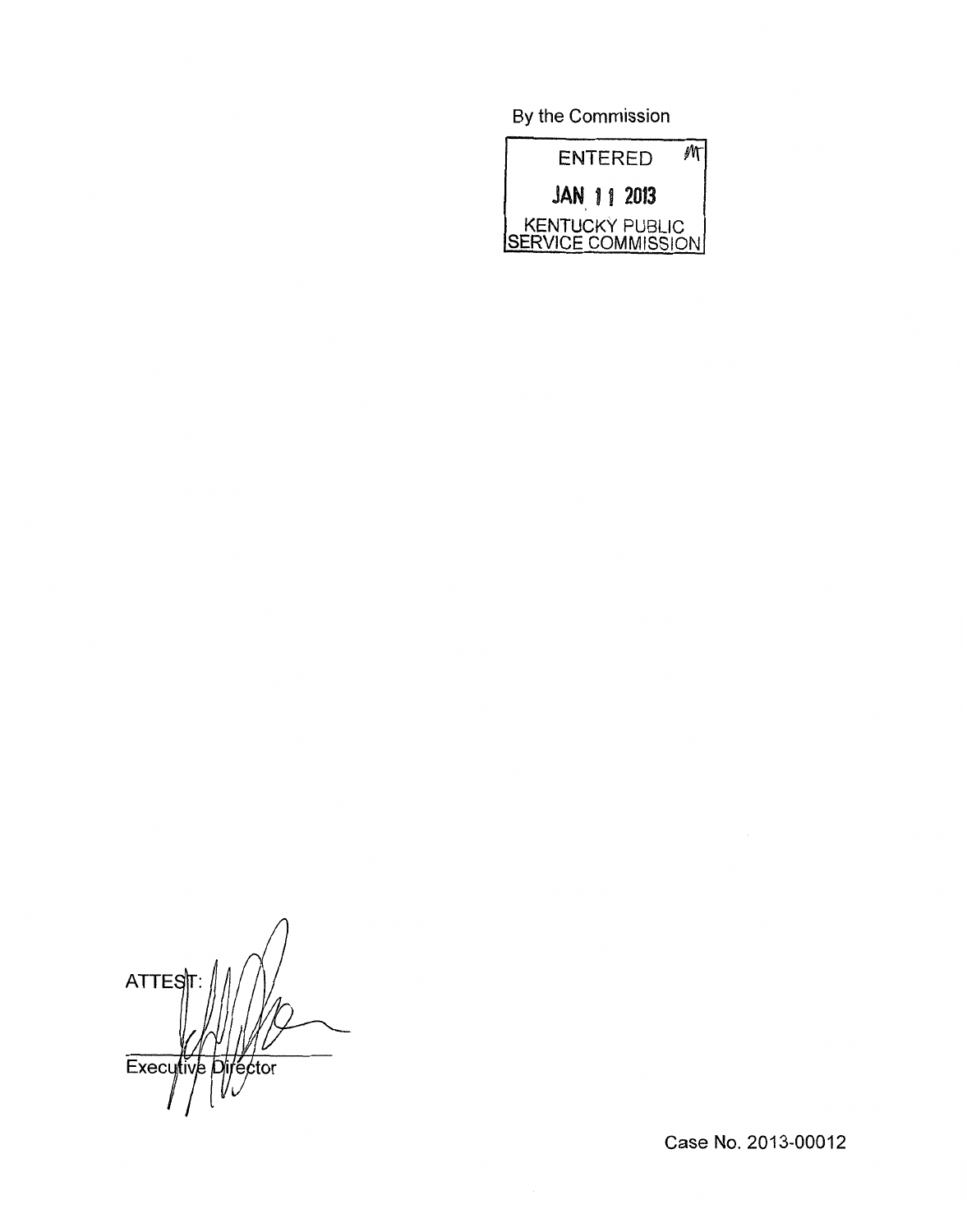By the Commission

ENTERED

JAN 11 2013

KENTUCKY PUBLIC SERVICE COMMISSION

ATTEST:

Executive Director

Case No. 2013-00012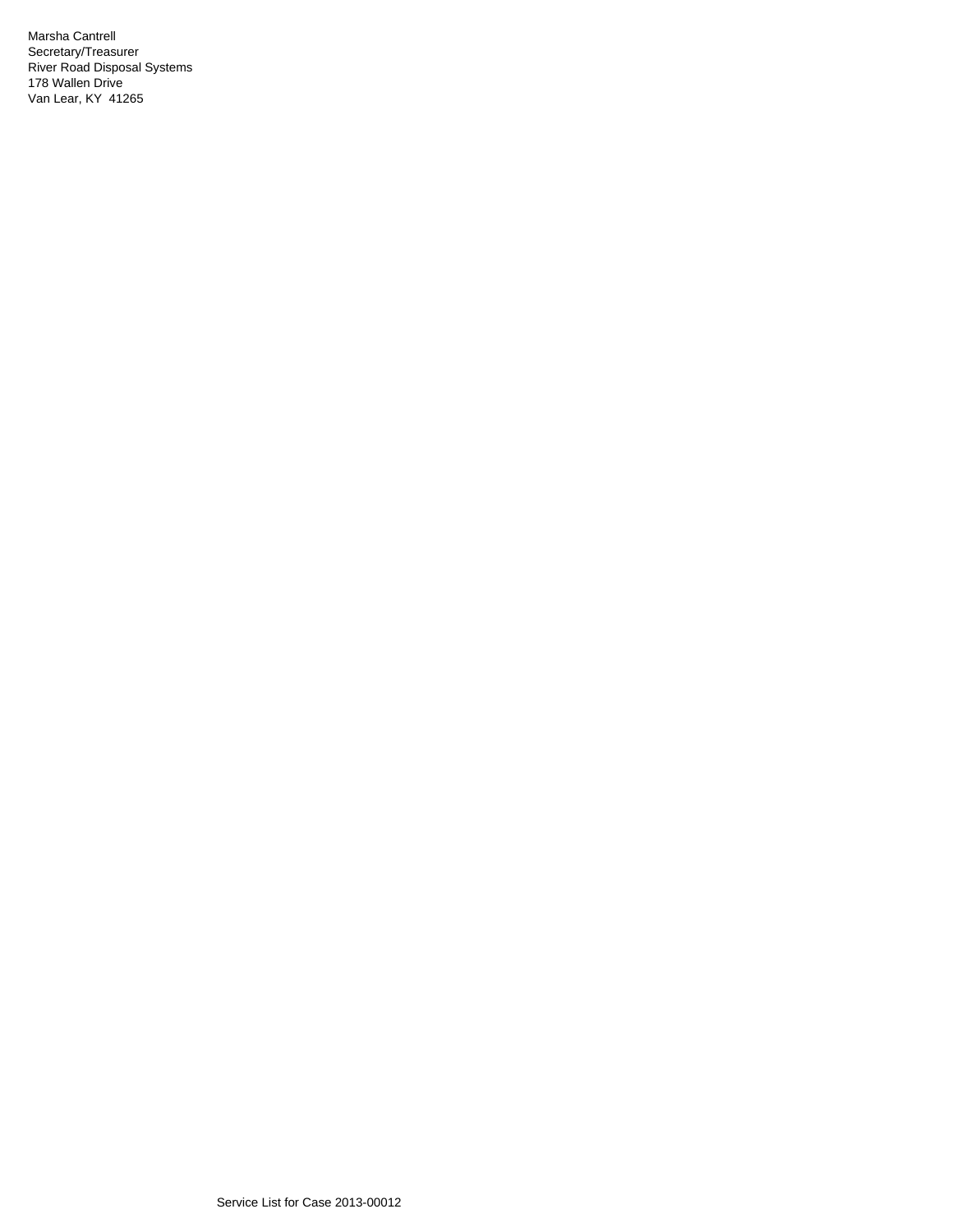Marsha Cantrell
Secretary/Treasurer
River Road Disposal Systems
178 Wallen Drive
Van Lear, KY 41265